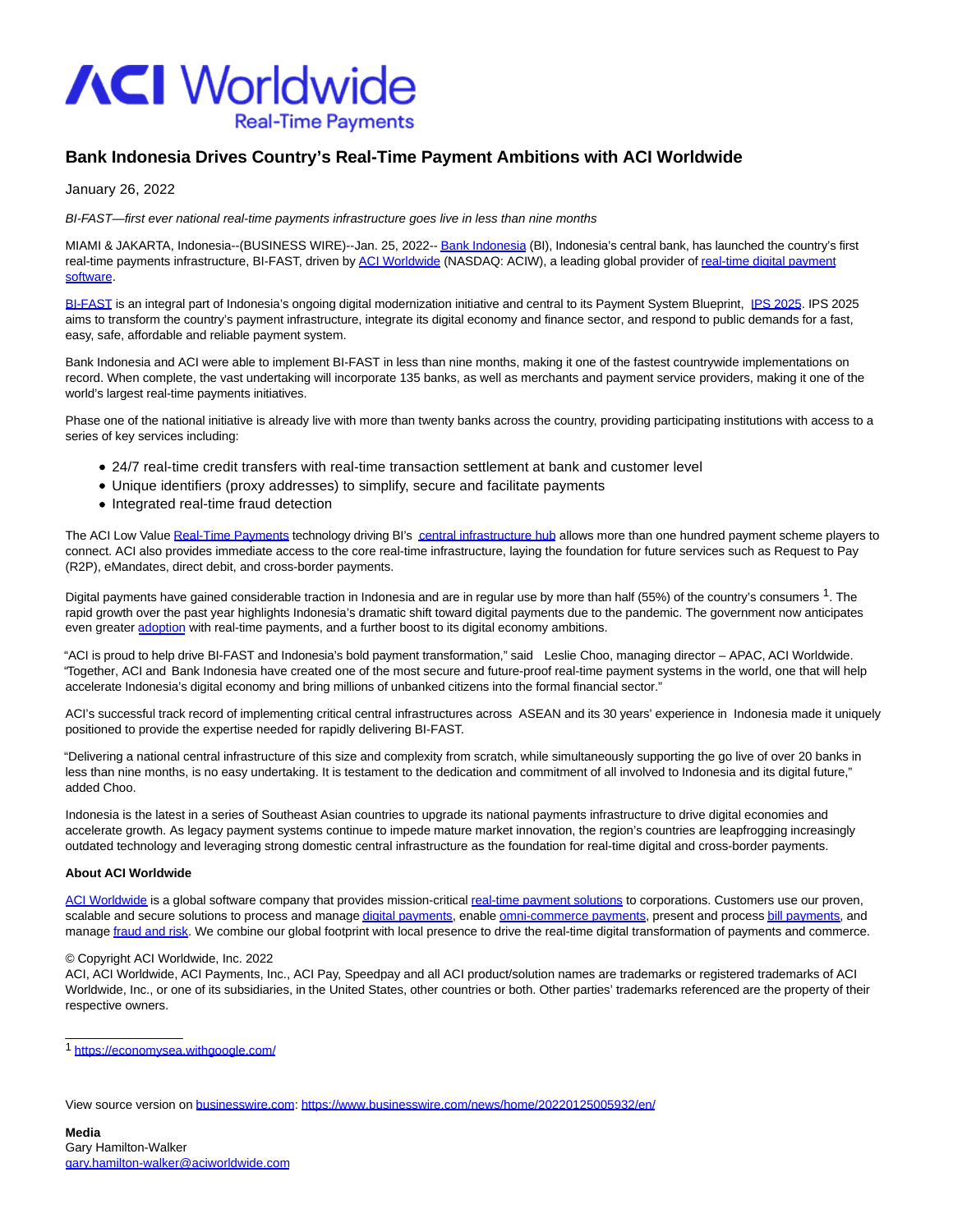ACI Worldwide
Real-Time Payments

# Bank Indonesia Drives Country's Real-Time Payment Ambitions with ACI Worldwide

January 26, 2022

*BI-FAST—first ever national real-time payments infrastructure goes live in less than nine months*

MIAMI & JAKARTA, Indonesia--(BUSINESS WIRE)--Jan. 25, 2022-- Bank Indonesia (BI), Indonesia's central bank, has launched the country's first real-time payments infrastructure, BI-FAST, driven by ACI Worldwide (NASDAQ: ACIW), a leading global provider of real-time digital payment software.

BI-FAST is an integral part of Indonesia's ongoing digital modernization initiative and central to its Payment System Blueprint, IPS 2025. IPS 2025 aims to transform the country's payment infrastructure, integrate its digital economy and finance sector, and respond to public demands for a fast, easy, safe, affordable and reliable payment system.

Bank Indonesia and ACI were able to implement BI-FAST in less than nine months, making it one of the fastest countrywide implementations on record. When complete, the vast undertaking will incorporate 135 banks, as well as merchants and payment service providers, making it one of the world's largest real-time payments initiatives.

Phase one of the national initiative is already live with more than twenty banks across the country, providing participating institutions with access to a series of key services including:

- 24/7 real-time credit transfers with real-time transaction settlement at bank and customer level
- Unique identifiers (proxy addresses) to simplify, secure and facilitate payments
- Integrated real-time fraud detection

The ACI Low Value Real-Time Payments technology driving BI's central infrastructure hub allows more than one hundred payment scheme players to connect. ACI also provides immediate access to the core real-time infrastructure, laying the foundation for future services such as Request to Pay (R2P), eMandates, direct debit, and cross-border payments.

Digital payments have gained considerable traction in Indonesia and are in regular use by more than half (55%) of the country's consumers [1]. The rapid growth over the past year highlights Indonesia's dramatic shift toward digital payments due to the pandemic. The government now anticipates even greater adoption with real-time payments, and a further boost to its digital economy ambitions.

"ACI is proud to help drive BI-FAST and Indonesia's bold payment transformation," said Leslie Choo, managing director – APAC, ACI Worldwide. "Together, ACI and Bank Indonesia have created one of the most secure and future-proof real-time payment systems in the world, one that will help accelerate Indonesia's digital economy and bring millions of unbanked citizens into the formal financial sector."

ACI's successful track record of implementing critical central infrastructures across ASEAN and its 30 years' experience in Indonesia made it uniquely positioned to provide the expertise needed for rapidly delivering BI-FAST.

"Delivering a national central infrastructure of this size and complexity from scratch, while simultaneously supporting the go live of over 20 banks in less than nine months, is no easy undertaking. It is testament to the dedication and commitment of all involved to Indonesia and its digital future," added Choo.

Indonesia is the latest in a series of Southeast Asian countries to upgrade its national payments infrastructure to drive digital economies and accelerate growth. As legacy payment systems continue to impede mature market innovation, the region's countries are leapfrogging increasingly outdated technology and leveraging strong domestic central infrastructure as the foundation for real-time digital and cross-border payments.

**About ACI Worldwide**

ACI Worldwide is a global software company that provides mission-critical real-time payment solutions to corporations. Customers use our proven, scalable and secure solutions to process and manage digital payments, enable omni-commerce payments, present and process bill payments, and manage fraud and risk. We combine our global footprint with local presence to drive the real-time digital transformation of payments and commerce.

© Copyright ACI Worldwide, Inc. 2022
ACI, ACI Worldwide, ACI Payments, Inc., ACI Pay, Speedpay and all ACI product/solution names are trademarks or registered trademarks of ACI Worldwide, Inc., or one of its subsidiaries, in the United States, other countries or both. Other parties' trademarks referenced are the property of their respective owners.

---

[1] https://economysea.withgoogle.com/

View source version on businesswire.com: https://www.businesswire.com/news/home/20220125005932/en/

**Media**
Gary Hamilton-Walker
gary.hamilton-walker@aciworldwide.com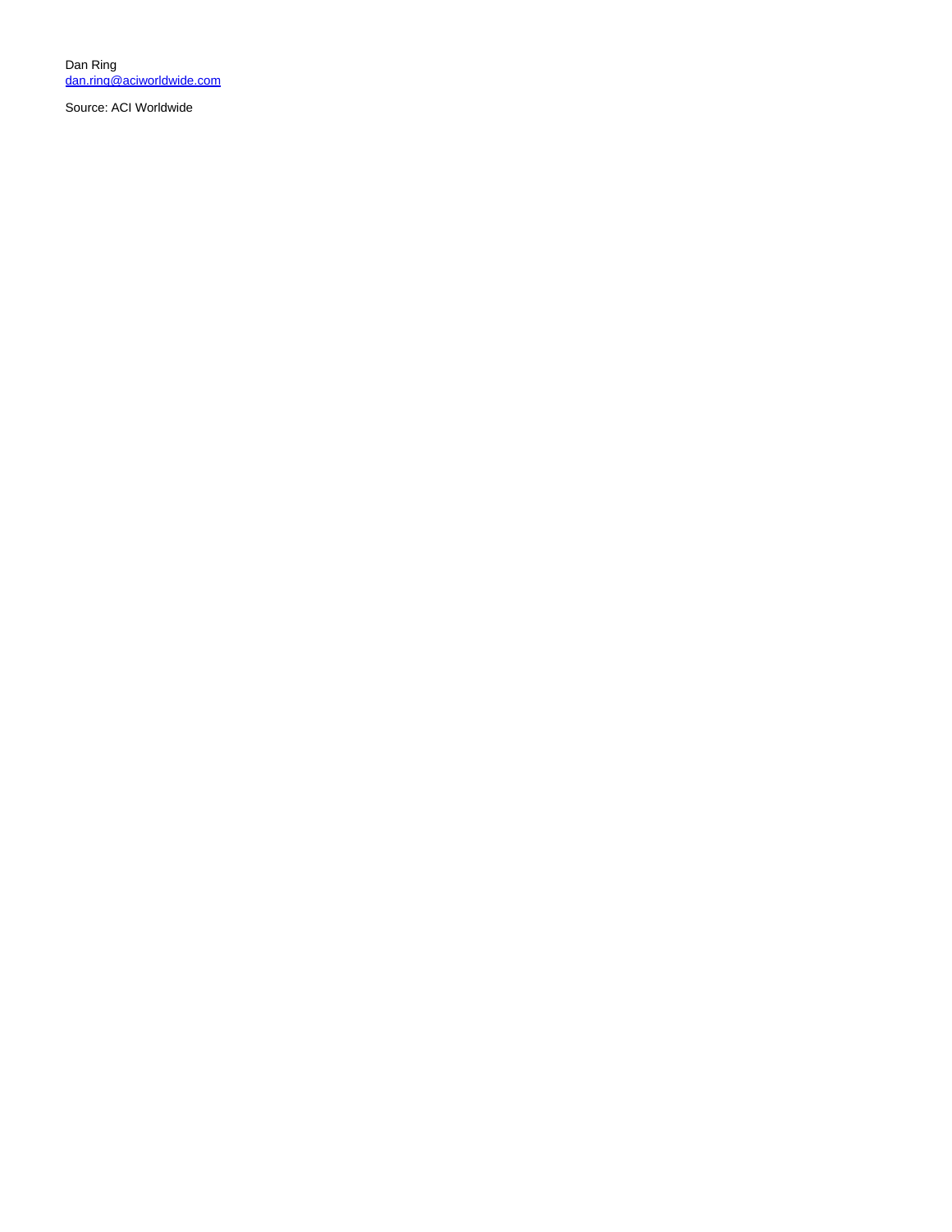Dan Ring
dan.ring@aciworldwide.com

Source: ACI Worldwide